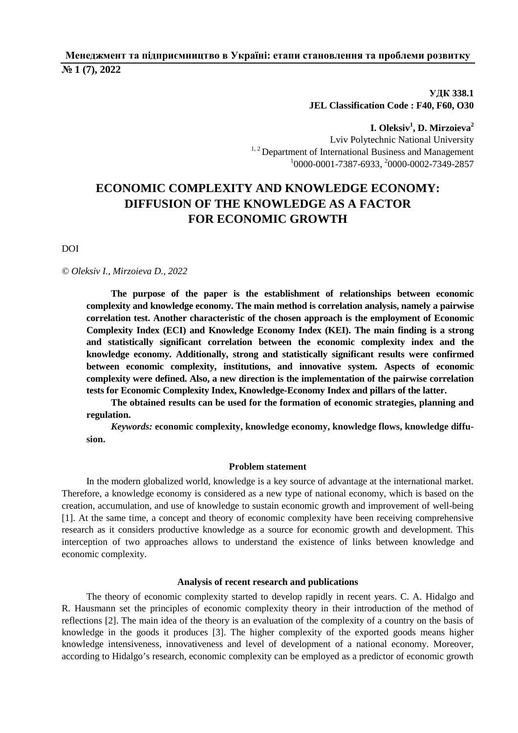**УДК 338.1**
**JEL Classification Code : F40, F60, O30**

**I. Oleksiv[1], D. Mirzoieva[2]**
Lviv Polytechnic National University
[1, 2] Department of International Business and Management
[1]0000-0001-7387-6933, [2]0000-0002-7349-2857

# ECONOMIC COMPLEXITY AND KNOWLEDGE ECONOMY: DIFFUSION OF THE KNOWLEDGE AS A FACTOR FOR ECONOMIC GROWTH

DOI

*© Oleksiv I., Mirzoieva D., 2022*

**The purpose of the paper is the establishment of relationships between economic complexity and knowledge economy. The main method is correlation analysis, namely a pairwise correlation test. Another characteristic of the chosen approach is the employment of Economic Complexity Index (ECI) and Knowledge Economy Index (KEI). The main finding is a strong and statistically significant correlation between the economic complexity index and the knowledge economy. Additionally, strong and statistically significant results were confirmed between economic complexity, institutions, and innovative system. Aspects of economic complexity were defined. Also, a new direction is the implementation of the pairwise correlation tests for Economic Complexity Index, Knowledge-Economy Index and pillars of the latter.**

**The obtained results can be used for the formation of economic strategies, planning and regulation.**

***Keywords:*** **economic complexity, knowledge economy, knowledge flows, knowledge diffusion.**

### Problem statement

In the modern globalized world, knowledge is a key source of advantage at the international market. Therefore, a knowledge economy is considered as a new type of national economy, which is based on the creation, accumulation, and use of knowledge to sustain economic growth and improvement of well-being [1]. At the same time, a concept and theory of economic complexity have been receiving comprehensive research as it considers productive knowledge as a source for economic growth and development. This interception of two approaches allows to understand the existence of links between knowledge and economic complexity.

### Analysis of recent research and publications

The theory of economic complexity started to develop rapidly in recent years. C. A. Hidalgo and R. Hausmann set the principles of economic complexity theory in their introduction of the method of reflections [2]. The main idea of the theory is an evaluation of the complexity of a country on the basis of knowledge in the goods it produces [3]. The higher complexity of the exported goods means higher knowledge intensiveness, innovativeness and level of development of a national economy. Moreover, according to Hidalgo's research, economic complexity can be employed as a predictor of economic growth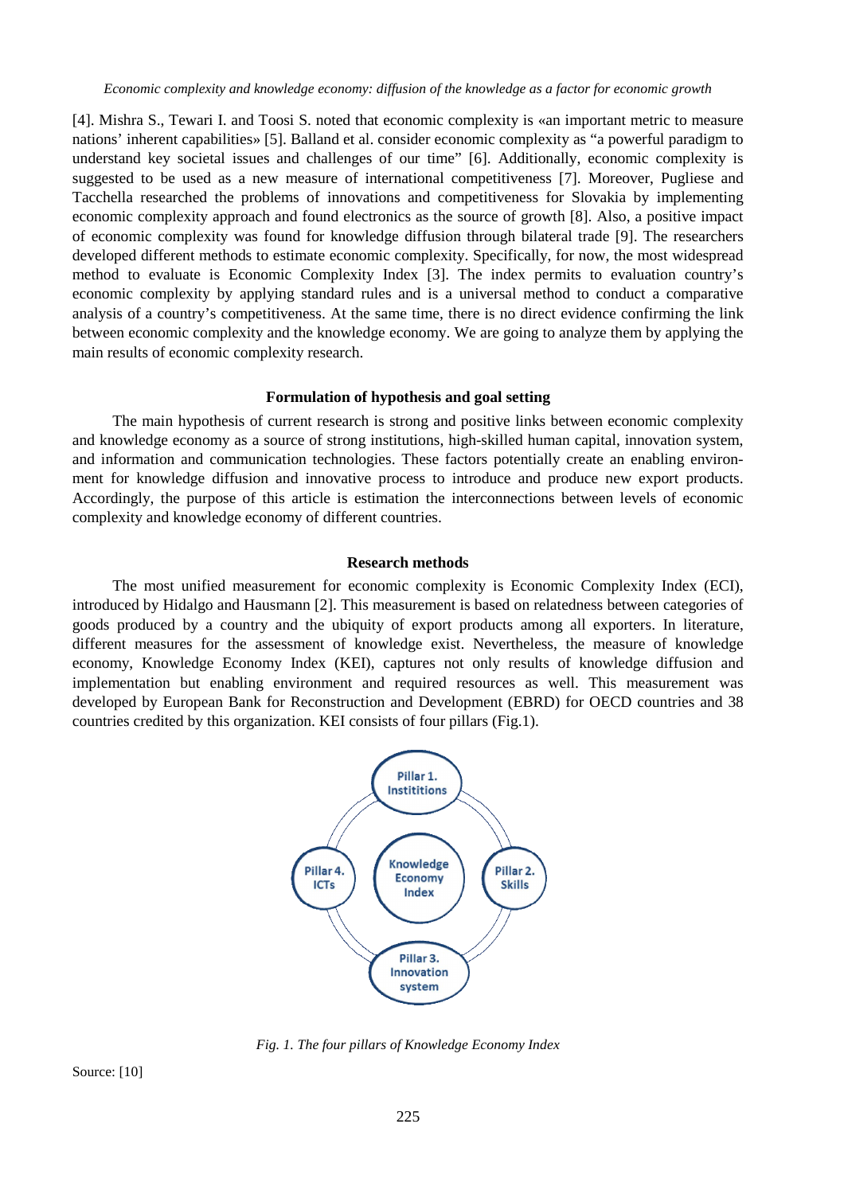[4]. Mishra S., Tewari I. and Toosi S. noted that economic complexity is «an important metric to measure nations' inherent capabilities» [5]. Balland et al. consider economic complexity as "a powerful paradigm to understand key societal issues and challenges of our time" [6]. Additionally, economic complexity is suggested to be used as a new measure of international competitiveness [7]. Moreover, Pugliese and Tacchella researched the problems of innovations and competitiveness for Slovakia by implementing economic complexity approach and found electronics as the source of growth [8]. Also, a positive impact of economic complexity was found for knowledge diffusion through bilateral trade [9]. The researchers developed different methods to estimate economic complexity. Specifically, for now, the most widespread method to evaluate is Economic Complexity Index [3]. The index permits to evaluation country's economic complexity by applying standard rules and is a universal method to conduct a comparative analysis of a country's competitiveness. At the same time, there is no direct evidence confirming the link between economic complexity and the knowledge economy. We are going to analyze them by applying the main results of economic complexity research.

## Formulation of hypothesis and goal setting

The main hypothesis of current research is strong and positive links between economic complexity and knowledge economy as a source of strong institutions, high-skilled human capital, innovation system, and information and communication technologies. These factors potentially create an enabling environment for knowledge diffusion and innovative process to introduce and produce new export products. Accordingly, the purpose of this article is estimation the interconnections between levels of economic complexity and knowledge economy of different countries.

## Research methods

The most unified measurement for economic complexity is Economic Complexity Index (ECI), introduced by Hidalgo and Hausmann [2]. This measurement is based on relatedness between categories of goods produced by a country and the ubiquity of export products among all exporters. In literature, different measures for the assessment of knowledge exist. Nevertheless, the measure of knowledge economy, Knowledge Economy Index (KEI), captures not only results of knowledge diffusion and implementation but enabling environment and required resources as well. This measurement was developed by European Bank for Reconstruction and Development (EBRD) for OECD countries and 38 countries credited by this organization. KEI consists of four pillars (Fig.1).

Pillar 1. Institititions

Pillar 2. Skills

Pillar 3. Innovation system

Pillar 4. ICTs

Knowledge Economy Index

*Fig. 1. The four pillars of Knowledge Economy Index*

Source: [10]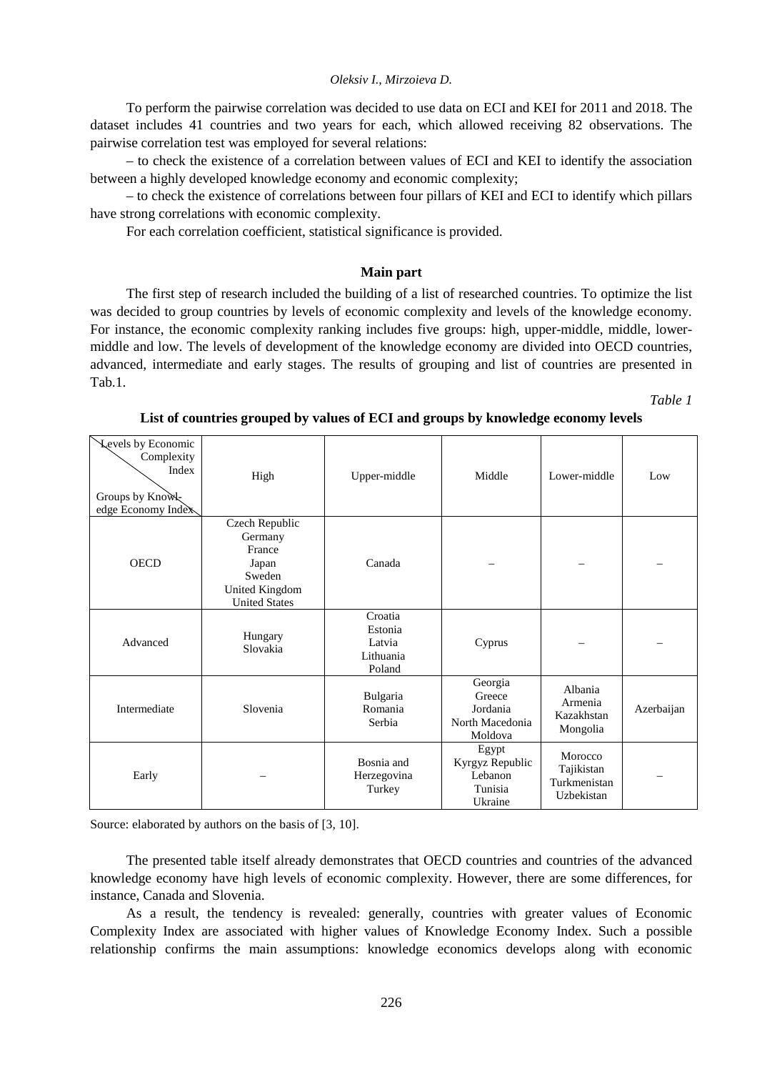To perform the pairwise correlation was decided to use data on ECI and KEI for 2011 and 2018. The dataset includes 41 countries and two years for each, which allowed receiving 82 observations. The pairwise correlation test was employed for several relations:

– to check the existence of a correlation between values of ECI and KEI to identify the association between a highly developed knowledge economy and economic complexity;

– to check the existence of correlations between four pillars of KEI and ECI to identify which pillars have strong correlations with economic complexity.

For each correlation coefficient, statistical significance is provided.

## Main part

The first step of research included the building of a list of researched countries. To optimize the list was decided to group countries by levels of economic complexity and levels of the knowledge economy. For instance, the economic complexity ranking includes five groups: high, upper-middle, middle, lower-middle and low. The levels of development of the knowledge economy are divided into OECD countries, advanced, intermediate and early stages. The results of grouping and list of countries are presented in Tab.1.

*Table 1*

**List of countries grouped by values of ECI and groups by knowledge economy levels**

| Levels by Economic Complexity Index / Groups by Knowledge Economy Index | High | Upper-middle | Middle | Lower-middle | Low |
|---|---|---|---|---|---|
| OECD | Czech Republic<br>Germany<br>France<br>Japan<br>Sweden<br>United Kingdom<br>United States | Canada | – | – | – |
| Advanced | Hungary<br>Slovakia | Croatia<br>Estonia<br>Latvia<br>Lithuania<br>Poland | Cyprus | – | – |
| Intermediate | Slovenia | Bulgaria<br>Romania<br>Serbia | Georgia<br>Greece<br>Jordania<br>North Macedonia<br>Moldova | Albania<br>Armenia<br>Kazakhstan<br>Mongolia | Azerbaijan |
| Early | – | Bosnia and Herzegovina<br>Turkey | Egypt<br>Kyrgyz Republic<br>Lebanon<br>Tunisia<br>Ukraine | Morocco<br>Tajikistan<br>Turkmenistan<br>Uzbekistan | – |

Source: elaborated by authors on the basis of [3, 10].

The presented table itself already demonstrates that OECD countries and countries of the advanced knowledge economy have high levels of economic complexity. However, there are some differences, for instance, Canada and Slovenia.

As a result, the tendency is revealed: generally, countries with greater values of Economic Complexity Index are associated with higher values of Knowledge Economy Index. Such a possible relationship confirms the main assumptions: knowledge economics develops along with economic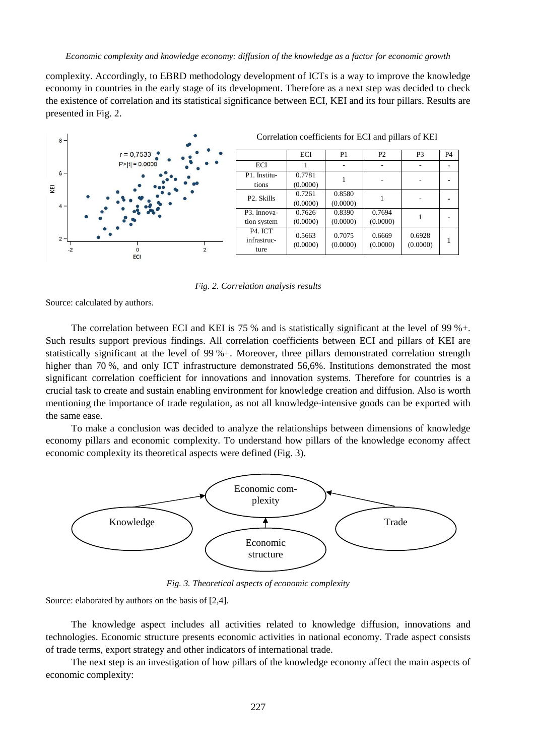complexity. Accordingly, to EBRD methodology development of ICTs is a way to improve the knowledge economy in countries in the early stage of its development. Therefore as a next step was decided to check the existence of correlation and its statistical significance between ECI, KEI and its four pillars. Results are presented in Fig. 2.

Correlation coefficients for ECI and pillars of KEI

| | ECI | P1 | P2 | P3 | P4 |
|---|---|---|---|---|---|
| ECI | 1 | - | - | - | - |
| P1. Institutions | 0.7781 (0.0000) | 1 | - | - | - |
| P2. Skills | 0.7261 (0.0000) | 0.8580 (0.0000) | 1 | - | - |
| P3. Innovation system | 0.7626 (0.0000) | 0.8390 (0.0000) | 0.7694 (0.0000) | 1 | - |
| P4. ICT infrastructure | 0.5663 (0.0000) | 0.7075 (0.0000) | 0.6669 (0.0000) | 0.6928 (0.0000) | 1 |

*Fig. 2. Correlation analysis results*

Source: calculated by authors.

The correlation between ECI and KEI is 75 % and is statistically significant at the level of 99 %+. Such results support previous findings. All correlation coefficients between ECI and pillars of KEI are statistically significant at the level of 99 %+. Moreover, three pillars demonstrated correlation strength higher than 70 %, and only ICT infrastructure demonstrated 56,6%. Institutions demonstrated the most significant correlation coefficient for innovations and innovation systems. Therefore for countries is a crucial task to create and sustain enabling environment for knowledge creation and diffusion. Also is worth mentioning the importance of trade regulation, as not all knowledge-intensive goods can be exported with the same ease.

To make a conclusion was decided to analyze the relationships between dimensions of knowledge economy pillars and economic complexity. To understand how pillars of the knowledge economy affect economic complexity its theoretical aspects were defined (Fig. 3).

*Fig. 3. Theoretical aspects of economic complexity*

Source: elaborated by authors on the basis of [2,4].

The knowledge aspect includes all activities related to knowledge diffusion, innovations and technologies. Economic structure presents economic activities in national economy. Trade aspect consists of trade terms, export strategy and other indicators of international trade.

The next step is an investigation of how pillars of the knowledge economy affect the main aspects of economic complexity: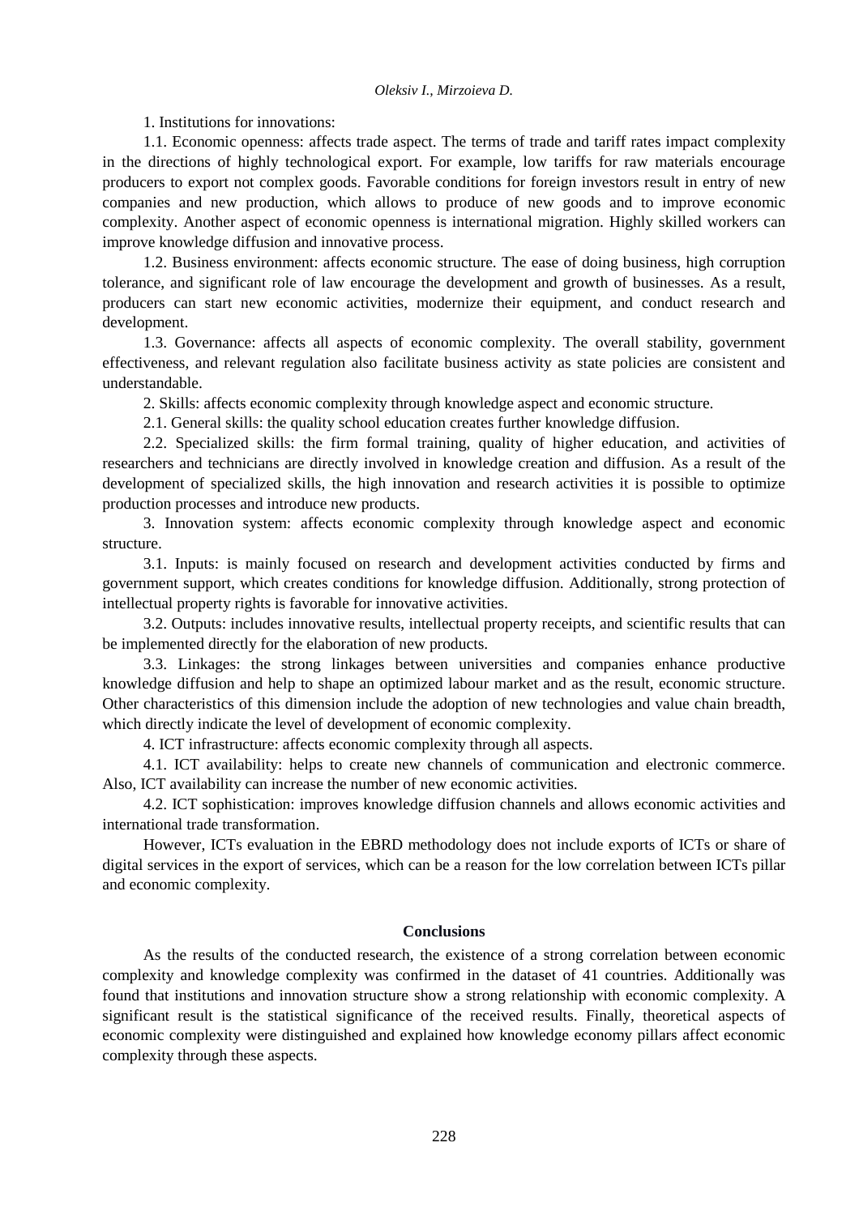1. Institutions for innovations:

1.1. Economic openness: affects trade aspect. The terms of trade and tariff rates impact complexity in the directions of highly technological export. For example, low tariffs for raw materials encourage producers to export not complex goods. Favorable conditions for foreign investors result in entry of new companies and new production, which allows to produce of new goods and to improve economic complexity. Another aspect of economic openness is international migration. Highly skilled workers can improve knowledge diffusion and innovative process.

1.2. Business environment: affects economic structure. The ease of doing business, high corruption tolerance, and significant role of law encourage the development and growth of businesses. As a result, producers can start new economic activities, modernize their equipment, and conduct research and development.

1.3. Governance: affects all aspects of economic complexity. The overall stability, government effectiveness, and relevant regulation also facilitate business activity as state policies are consistent and understandable.

2. Skills: affects economic complexity through knowledge aspect and economic structure.

2.1. General skills: the quality school education creates further knowledge diffusion.

2.2. Specialized skills: the firm formal training, quality of higher education, and activities of researchers and technicians are directly involved in knowledge creation and diffusion. As a result of the development of specialized skills, the high innovation and research activities it is possible to optimize production processes and introduce new products.

3. Innovation system: affects economic complexity through knowledge aspect and economic structure.

3.1. Inputs: is mainly focused on research and development activities conducted by firms and government support, which creates conditions for knowledge diffusion. Additionally, strong protection of intellectual property rights is favorable for innovative activities.

3.2. Outputs: includes innovative results, intellectual property receipts, and scientific results that can be implemented directly for the elaboration of new products.

3.3. Linkages: the strong linkages between universities and companies enhance productive knowledge diffusion and help to shape an optimized labour market and as the result, economic structure. Other characteristics of this dimension include the adoption of new technologies and value chain breadth, which directly indicate the level of development of economic complexity.

4. ICT infrastructure: affects economic complexity through all aspects.

4.1. ICT availability: helps to create new channels of communication and electronic commerce. Also, ICT availability can increase the number of new economic activities.

4.2. ICT sophistication: improves knowledge diffusion channels and allows economic activities and international trade transformation.

However, ICTs evaluation in the EBRD methodology does not include exports of ICTs or share of digital services in the export of services, which can be a reason for the low correlation between ICTs pillar and economic complexity.

## Conclusions

As the results of the conducted research, the existence of a strong correlation between economic complexity and knowledge complexity was confirmed in the dataset of 41 countries. Additionally was found that institutions and innovation structure show a strong relationship with economic complexity. A significant result is the statistical significance of the received results. Finally, theoretical aspects of economic complexity were distinguished and explained how knowledge economy pillars affect economic complexity through these aspects.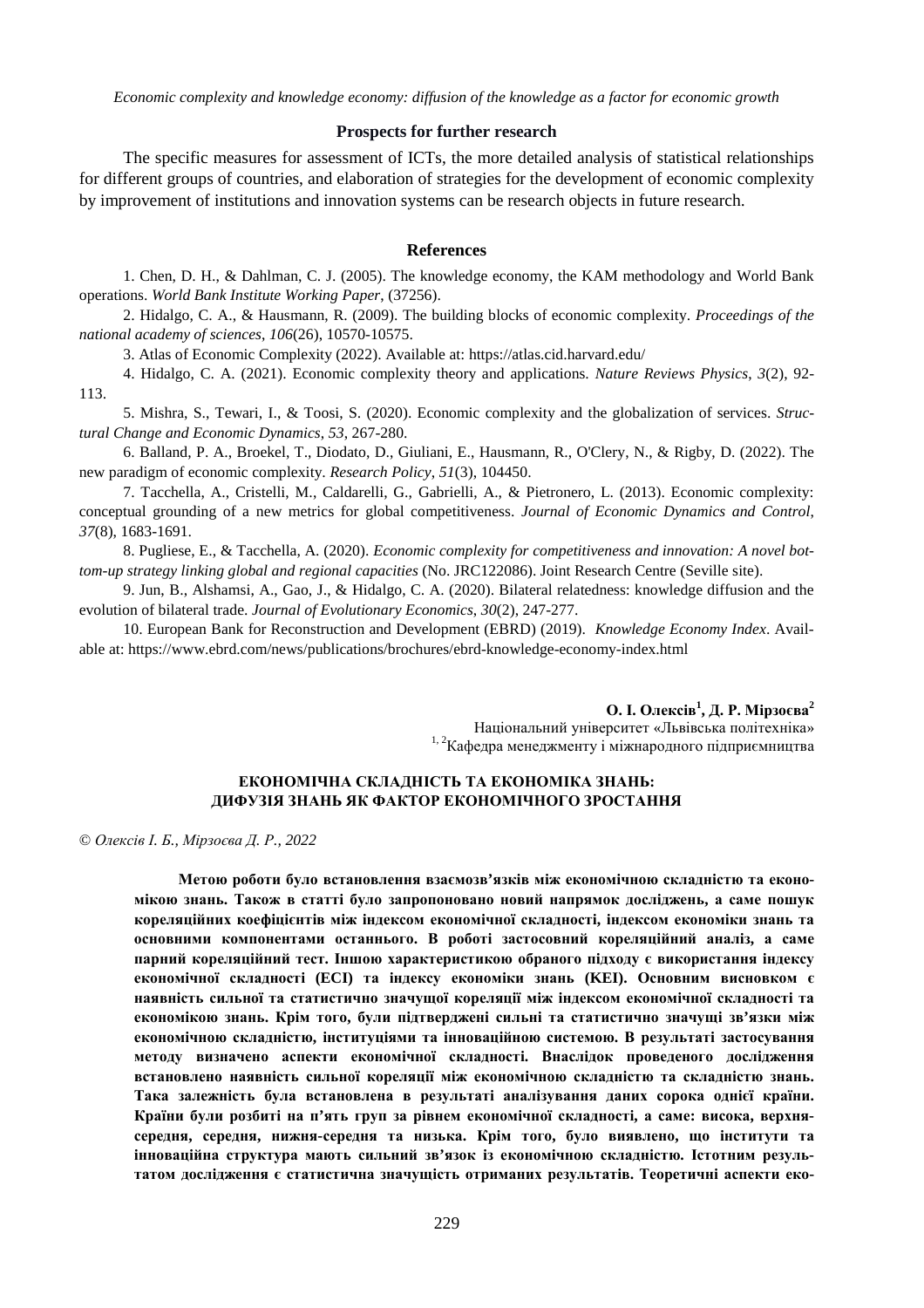## Prospects for further research

The specific measures for assessment of ICTs, the more detailed analysis of statistical relationships for different groups of countries, and elaboration of strategies for the development of economic complexity by improvement of institutions and innovation systems can be research objects in future research.

## References

1. Chen, D. H., & Dahlman, C. J. (2005). The knowledge economy, the KAM methodology and World Bank operations. *World Bank Institute Working Paper*, (37256).

2. Hidalgo, C. A., & Hausmann, R. (2009). The building blocks of economic complexity. *Proceedings of the national academy of sciences*, *106*(26), 10570-10575.

3. Atlas of Economic Complexity (2022). Available at: https://atlas.cid.harvard.edu/

4. Hidalgo, C. A. (2021). Economic complexity theory and applications. *Nature Reviews Physics*, *3*(2), 92-113.

5. Mishra, S., Tewari, I., & Toosi, S. (2020). Economic complexity and the globalization of services. *Structural Change and Economic Dynamics*, *53*, 267-280.

6. Balland, P. A., Broekel, T., Diodato, D., Giuliani, E., Hausmann, R., O'Clery, N., & Rigby, D. (2022). The new paradigm of economic complexity. *Research Policy*, *51*(3), 104450.

7. Tacchella, A., Cristelli, M., Caldarelli, G., Gabrielli, A., & Pietronero, L. (2013). Economic complexity: conceptual grounding of a new metrics for global competitiveness. *Journal of Economic Dynamics and Control*, *37*(8), 1683-1691.

8. Pugliese, E., & Tacchella, A. (2020). *Economic complexity for competitiveness and innovation: A novel bottom-up strategy linking global and regional capacities* (No. JRC122086). Joint Research Centre (Seville site).

9. Jun, B., Alshamsi, A., Gao, J., & Hidalgo, C. A. (2020). Bilateral relatedness: knowledge diffusion and the evolution of bilateral trade. *Journal of Evolutionary Economics*, *30*(2), 247-277.

10. European Bank for Reconstruction and Development (EBRD) (2019). *Knowledge Economy Index*. Available at: https://www.ebrd.com/news/publications/brochures/ebrd-knowledge-economy-index.html

**О. І. Олексів[1], Д. Р. Мірзоєва[2]**
Національний університет «Львівська політехніка»
[1, 2]Кафедра менеджменту і міжнародного підприємництва

## ЕКОНОМІЧНА СКЛАДНІСТЬ ТА ЕКОНОМІКА ЗНАНЬ: ДИФУЗІЯ ЗНАНЬ ЯК ФАКТОР ЕКОНОМІЧНОГО ЗРОСТАННЯ

*© Олексів І. Б., Мірзоєва Д. Р., 2022*

**Метою роботи було встановлення взаємозв'язків між економічною складністю та економікою знань. Також в статті було запропоновано новий напрямок досліджень, а саме пошук кореляційних коефіцієнтів між індексом економічної складності, індексом економіки знань та основними компонентами останнього. В роботі застосовний кореляційний аналіз, а саме парний кореляційний тест. Іншою характеристикою обраного підходу є використання індексу економічної складності (ECI) та індексу економіки знань (KEI). Основним висновком є наявність сильної та статистично значущої кореляції між індексом економічної складності та економікою знань. Крім того, були підтверджені сильні та статистично значущі зв'язки між економічною складністю, інституціями та інноваційною системою. В результаті застосування методу визначено аспекти економічної складності. Внаслідок проведеного дослідження встановлено наявність сильної кореляції між економічною складністю та складністю знань. Така залежність була встановлена в результаті аналізування даних сорока однієї країни. Країни були розбиті на п'ять груп за рівнем економічної складності, а саме: висока, верхня-середня, середня, нижня-середня та низька. Крім того, було виявлено, що інститути та інноваційна структура мають сильний зв'язок із економічною складністю. Істотним результатом дослідження є статистична значущість отриманих результатів. Теоретичні аспекти еко-**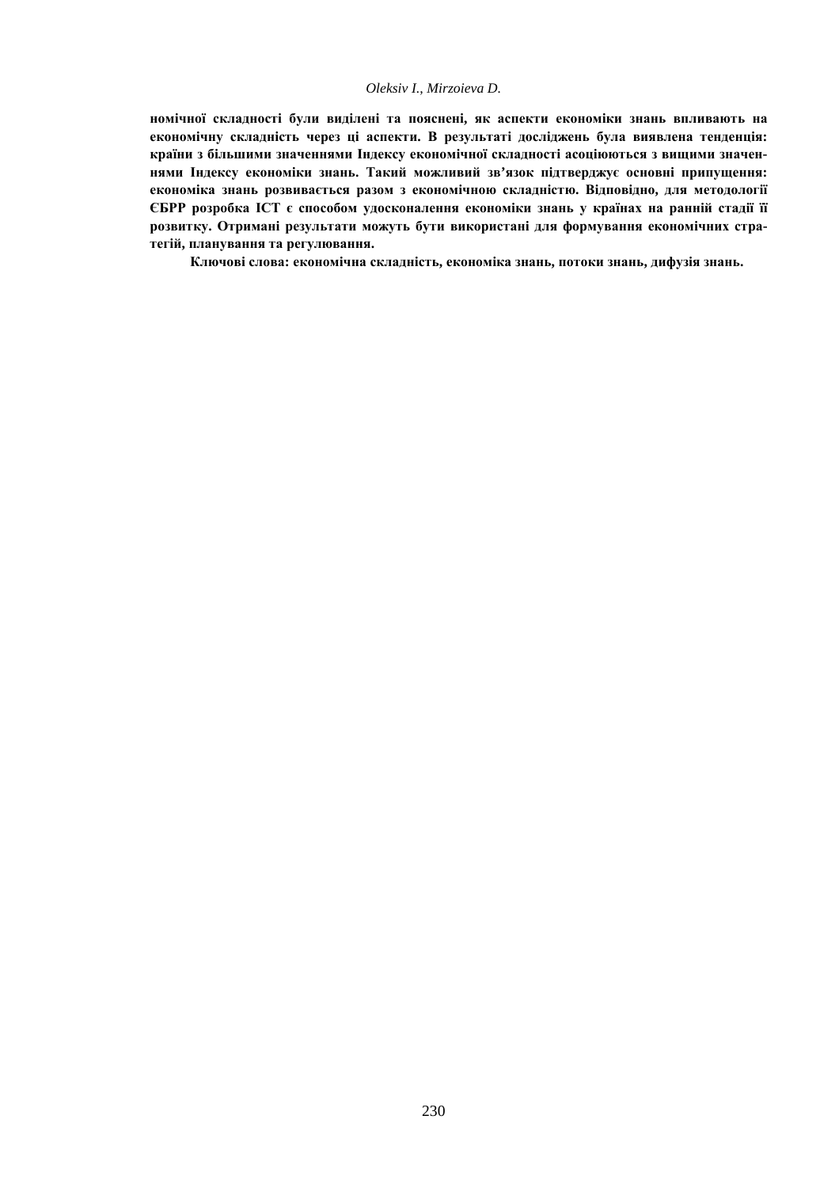**номічної складності були виділені та пояснені, як аспекти економіки знань впливають на економічну складність через ці аспекти. В результаті досліджень була виявлена тенденція: країни з більшими значеннями Індексу економічної складності асоціюються з вищими значеннями Індексу економіки знань. Такий можливий зв'язок підтверджує основні припущення: економіка знань розвивається разом з економічною складністю. Відповідно, для методології ЄБРР розробка ІСТ є способом удосконалення економіки знань у країнах на ранній стадії її розвитку. Отримані результати можуть бути використані для формування економічних стратегій, планування та регулювання.**

**Ключові слова: економічна складність, економіка знань, потоки знань, дифузія знань.**